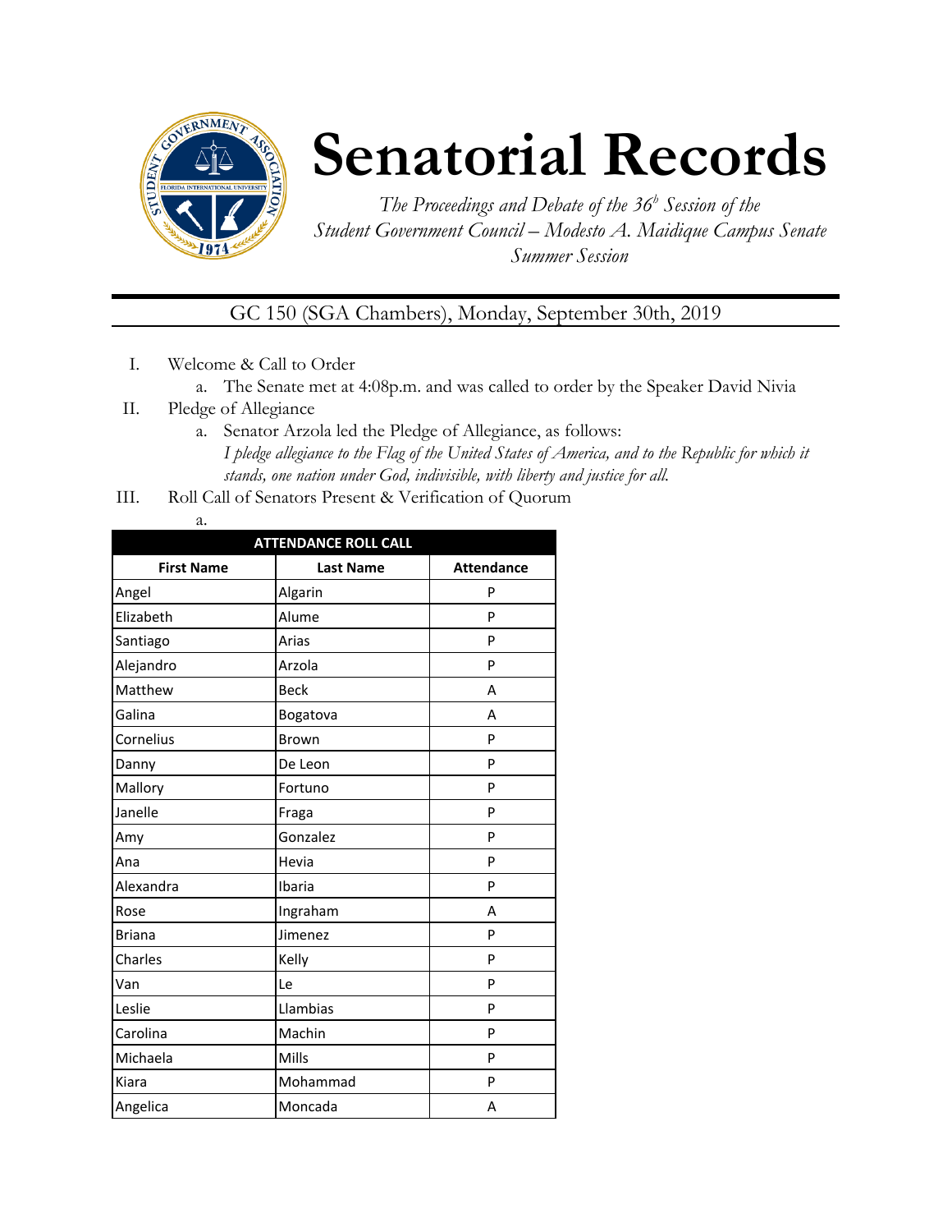# Senatorial Records

*The Proceedings and Debate of the 36[b] Session of the Student Government Council – Modesto A. Maidique Campus Senate Summer Session*

GC 150 (SGA Chambers), Monday, September 30th, 2019

I. Welcome & Call to Order
   a. The Senate met at 4:08p.m. and was called to order by the Speaker David Nivia

II. Pledge of Allegiance
   a. Senator Arzola led the Pledge of Allegiance, as follows:
   *I pledge allegiance to the Flag of the United States of America, and to the Republic for which it stands, one nation under God, indivisible, with liberty and justice for all.*

III. Roll Call of Senators Present & Verification of Quorum
   a.

| ATTENDANCE ROLL CALL | | |
|---|---|---|
| **First Name** | **Last Name** | **Attendance** |
| Angel | Algarin | P |
| Elizabeth | Alume | P |
| Santiago | Arias | P |
| Alejandro | Arzola | P |
| Matthew | Beck | A |
| Galina | Bogatova | A |
| Cornelius | Brown | P |
| Danny | De Leon | P |
| Mallory | Fortuno | P |
| Janelle | Fraga | P |
| Amy | Gonzalez | P |
| Ana | Hevia | P |
| Alexandra | Ibaria | P |
| Rose | Ingraham | A |
| Briana | Jimenez | P |
| Charles | Kelly | P |
| Van | Le | P |
| Leslie | Llambias | P |
| Carolina | Machin | P |
| Michaela | Mills | P |
| Kiara | Mohammad | P |
| Angelica | Moncada | A |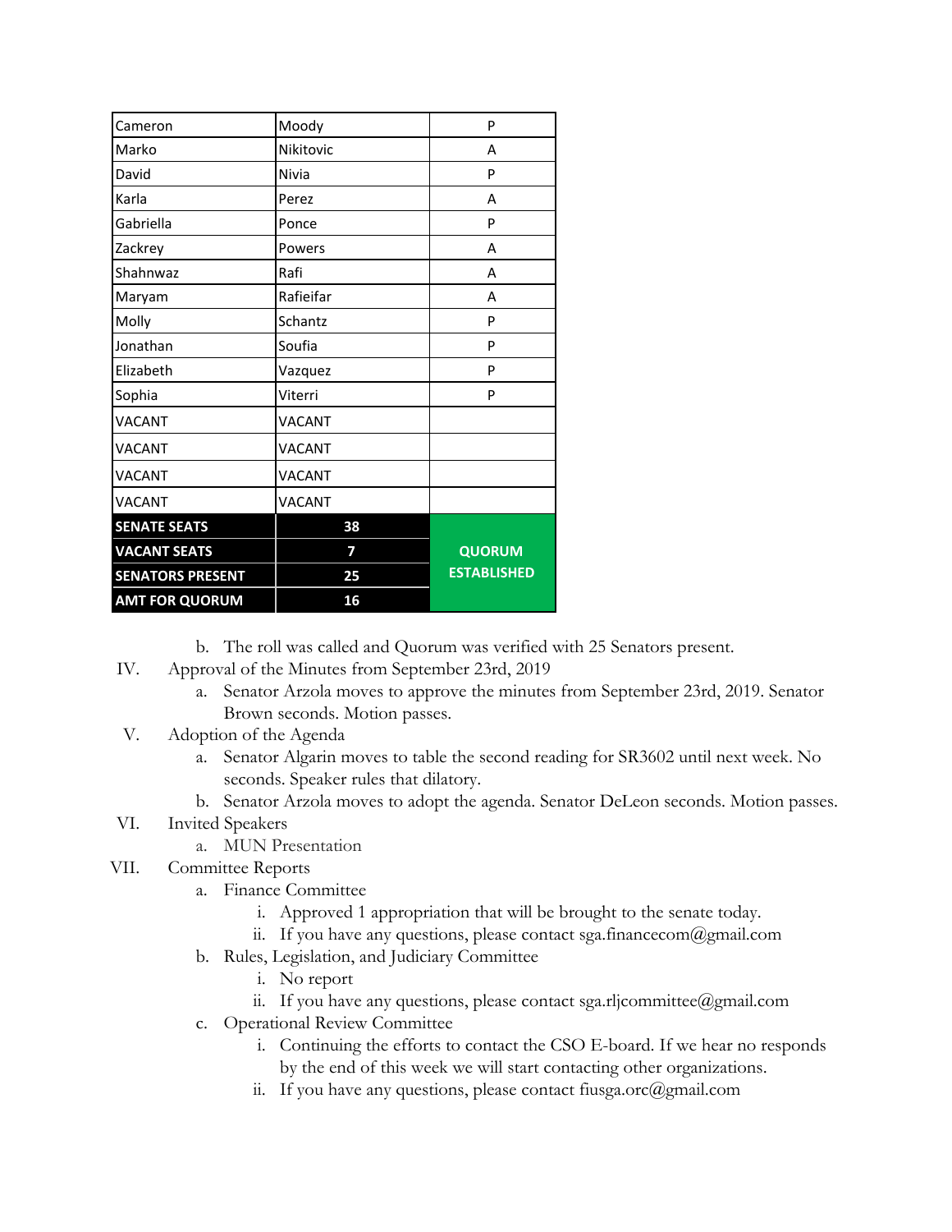| | | |
|---|---|---|
| Cameron | Moody | P |
| Marko | Nikitovic | A |
| David | Nivia | P |
| Karla | Perez | A |
| Gabriella | Ponce | P |
| Zackrey | Powers | A |
| Shahnwaz | Rafi | A |
| Maryam | Rafieifar | A |
| Molly | Schantz | P |
| Jonathan | Soufia | P |
| Elizabeth | Vazquez | P |
| Sophia | Viterri | P |
| VACANT | VACANT | |
| VACANT | VACANT | |
| VACANT | VACANT | |
| VACANT | VACANT | |
| **SENATE SEATS** | **38** | **QUORUM ESTABLISHED** |
| **VACANT SEATS** | **7** | |
| **SENATORS PRESENT** | **25** | |
| **AMT FOR QUORUM** | **16** | |

b. The roll was called and Quorum was verified with 25 Senators present.

IV. Approval of the Minutes from September 23rd, 2019

a. Senator Arzola moves to approve the minutes from September 23rd, 2019. Senator Brown seconds. Motion passes.

V. Adoption of the Agenda

a. Senator Algarin moves to table the second reading for SR3602 until next week. No seconds. Speaker rules that dilatory.

b. Senator Arzola moves to adopt the agenda. Senator DeLeon seconds. Motion passes.

VI. Invited Speakers

a. MUN Presentation

VII. Committee Reports

a. Finance Committee

i. Approved 1 appropriation that will be brought to the senate today.

ii. If you have any questions, please contact sga.financecom@gmail.com

b. Rules, Legislation, and Judiciary Committee

i. No report

ii. If you have any questions, please contact sga.rljcommittee@gmail.com

c. Operational Review Committee

i. Continuing the efforts to contact the CSO E-board. If we hear no responds by the end of this week we will start contacting other organizations.

ii. If you have any questions, please contact fiusga.orc@gmail.com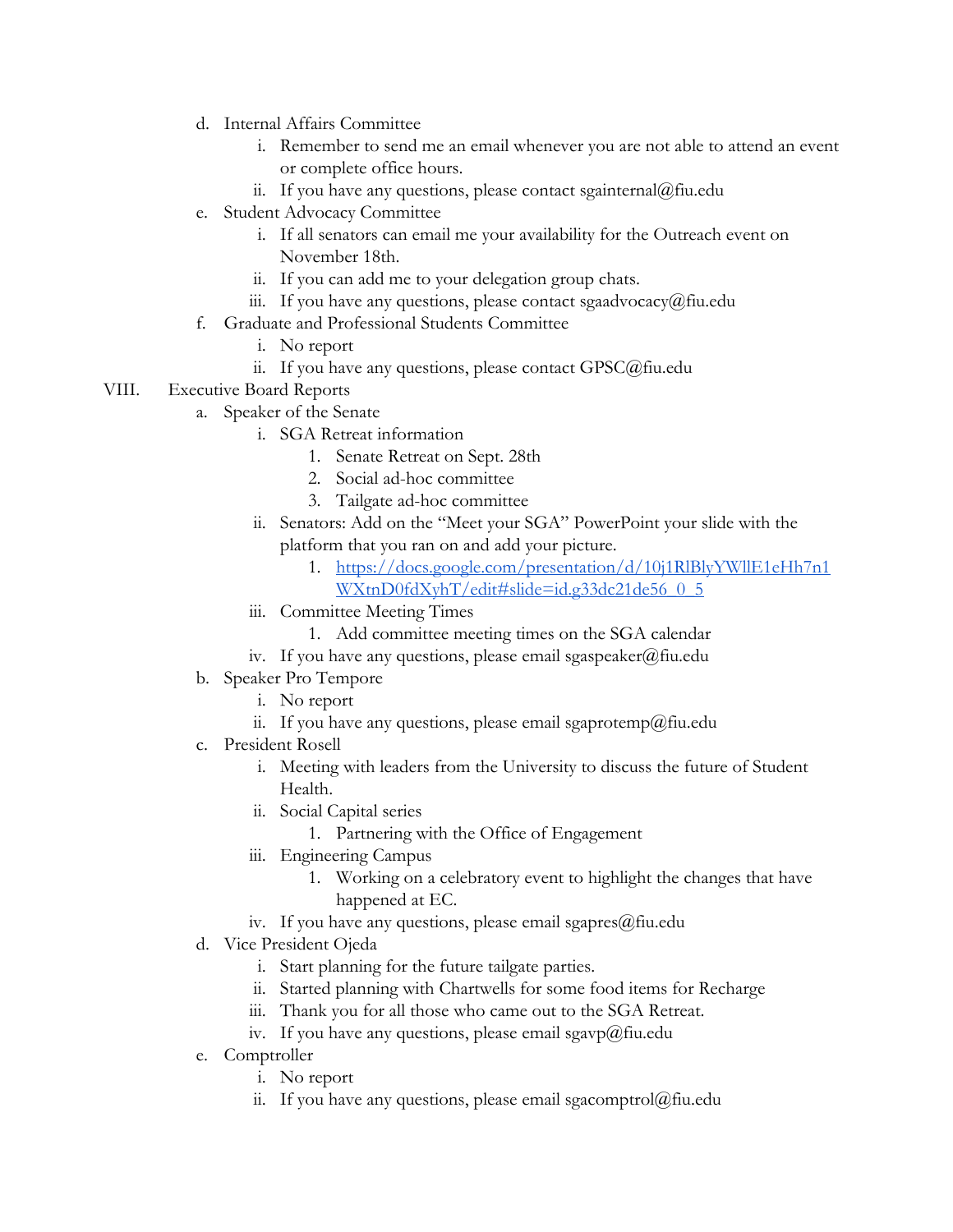d. Internal Affairs Committee
    i. Remember to send me an email whenever you are not able to attend an event or complete office hours.
    ii. If you have any questions, please contact sgainternal@fiu.edu
e. Student Advocacy Committee
    i. If all senators can email me your availability for the Outreach event on November 18th.
    ii. If you can add me to your delegation group chats.
    iii. If you have any questions, please contact sgaadvocacy@fiu.edu
f. Graduate and Professional Students Committee
    i. No report
    ii. If you have any questions, please contact GPSC@fiu.edu

VIII. Executive Board Reports

a. Speaker of the Senate
    i. SGA Retreat information
        1. Senate Retreat on Sept. 28th
        2. Social ad-hoc committee
        3. Tailgate ad-hoc committee
    ii. Senators: Add on the "Meet your SGA" PowerPoint your slide with the platform that you ran on and add your picture.
        1. [https://docs.google.com/presentation/d/10j1RlBlyYWllE1eHh7n1WXtnD0fdXyhT/edit#slide=id.g33dc21de56_0_5](https://docs.google.com/presentation/d/10j1RlBlyYWllE1eHh7n1WXtnD0fdXyhT/edit#slide=id.g33dc21de56_0_5)
    iii. Committee Meeting Times
        1. Add committee meeting times on the SGA calendar
    iv. If you have any questions, please email sgaspeaker@fiu.edu
b. Speaker Pro Tempore
    i. No report
    ii. If you have any questions, please email sgaprotemp@fiu.edu
c. President Rosell
    i. Meeting with leaders from the University to discuss the future of Student Health.
    ii. Social Capital series
        1. Partnering with the Office of Engagement
    iii. Engineering Campus
        1. Working on a celebratory event to highlight the changes that have happened at EC.
    iv. If you have any questions, please email sgapres@fiu.edu
d. Vice President Ojeda
    i. Start planning for the future tailgate parties.
    ii. Started planning with Chartwells for some food items for Recharge
    iii. Thank you for all those who came out to the SGA Retreat.
    iv. If you have any questions, please email sgavp@fiu.edu
e. Comptroller
    i. No report
    ii. If you have any questions, please email sgacomptrol@fiu.edu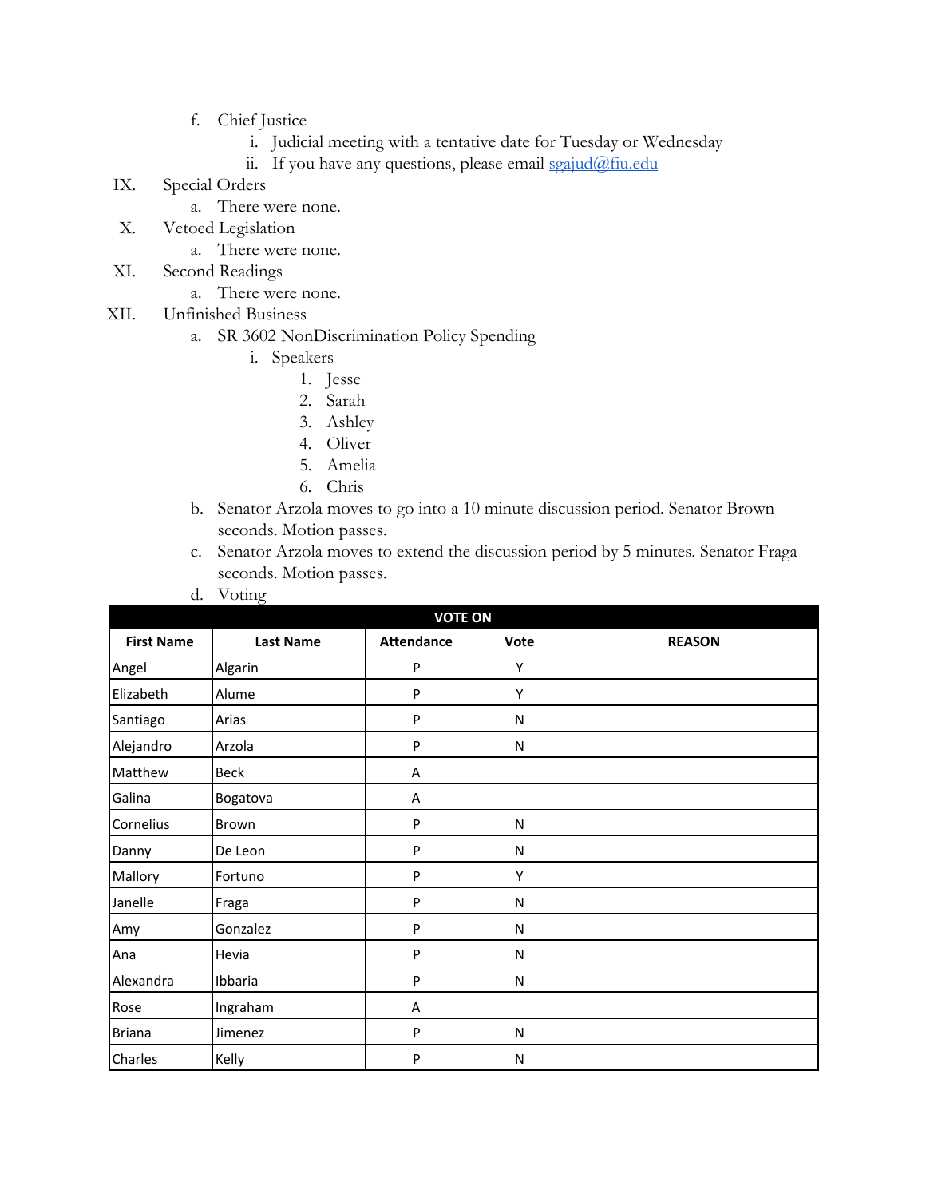f. Chief Justice
    i. Judicial meeting with a tentative date for Tuesday or Wednesday
    ii. If you have any questions, please email sgajud@fiu.edu

IX. Special Orders
    a. There were none.

X. Vetoed Legislation
    a. There were none.

XI. Second Readings
    a. There were none.

XII. Unfinished Business
    a. SR 3602 NonDiscrimination Policy Spending
        i. Speakers
            1. Jesse
            2. Sarah
            3. Ashley
            4. Oliver
            5. Amelia
            6. Chris
    b. Senator Arzola moves to go into a 10 minute discussion period. Senator Brown seconds. Motion passes.
    c. Senator Arzola moves to extend the discussion period by 5 minutes. Senator Fraga seconds. Motion passes.
    d. Voting

| VOTE ON | | | | |
|---|---|---|---|---|
| **First Name** | **Last Name** | **Attendance** | **Vote** | **REASON** |
| Angel | Algarin | P | Y | |
| Elizabeth | Alume | P | Y | |
| Santiago | Arias | P | N | |
| Alejandro | Arzola | P | N | |
| Matthew | Beck | A | | |
| Galina | Bogatova | A | | |
| Cornelius | Brown | P | N | |
| Danny | De Leon | P | N | |
| Mallory | Fortuno | P | Y | |
| Janelle | Fraga | P | N | |
| Amy | Gonzalez | P | N | |
| Ana | Hevia | P | N | |
| Alexandra | Ibbaria | P | N | |
| Rose | Ingraham | A | | |
| Briana | Jimenez | P | N | |
| Charles | Kelly | P | N | |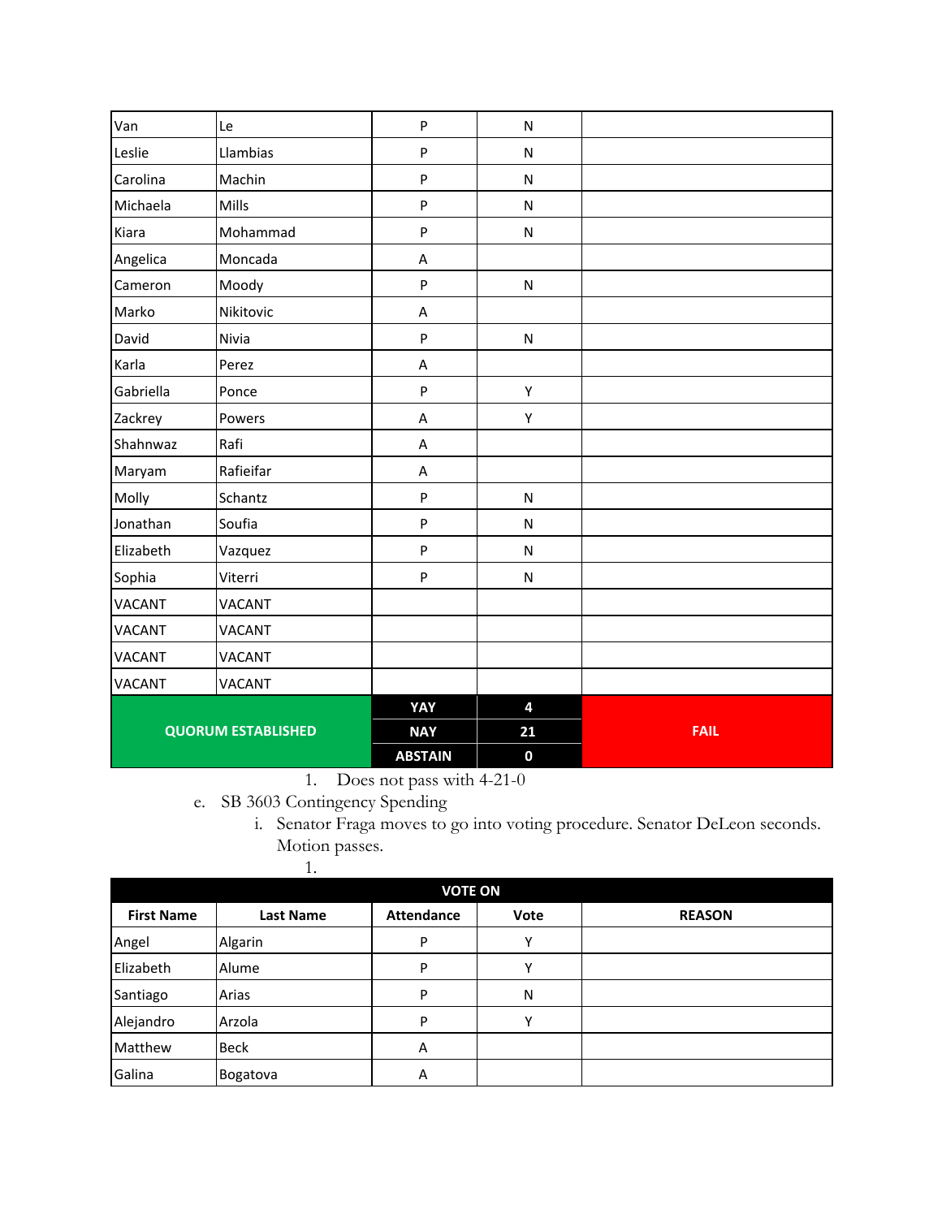| | | | | |
|---|---|---|---|---|
| Van | Le | P | N | |
| Leslie | Llambias | P | N | |
| Carolina | Machin | P | N | |
| Michaela | Mills | P | N | |
| Kiara | Mohammad | P | N | |
| Angelica | Moncada | A | | |
| Cameron | Moody | P | N | |
| Marko | Nikitovic | A | | |
| David | Nivia | P | N | |
| Karla | Perez | A | | |
| Gabriella | Ponce | P | Y | |
| Zackrey | Powers | A | Y | |
| Shahnwaz | Rafi | A | | |
| Maryam | Rafieifar | A | | |
| Molly | Schantz | P | N | |
| Jonathan | Soufia | P | N | |
| Elizabeth | Vazquez | P | N | |
| Sophia | Viterri | P | N | |
| VACANT | VACANT | | | |
| VACANT | VACANT | | | |
| VACANT | VACANT | | | |
| VACANT | VACANT | | | |
| **QUORUM ESTABLISHED** | | **YAY** | **4** | **FAIL** |
| | | **NAY** | **21** | |
| | | **ABSTAIN** | **0** | |

1. Does not pass with 4-21-0

e. SB 3603 Contingency Spending

i. Senator Fraga moves to go into voting procedure. Senator DeLeon seconds. Motion passes.

1.

| **VOTE ON** | | | | |
|---|---|---|---|---|
| **First Name** | **Last Name** | **Attendance** | **Vote** | **REASON** |
| Angel | Algarin | P | Y | |
| Elizabeth | Alume | P | Y | |
| Santiago | Arias | P | N | |
| Alejandro | Arzola | P | Y | |
| Matthew | Beck | A | | |
| Galina | Bogatova | A | | |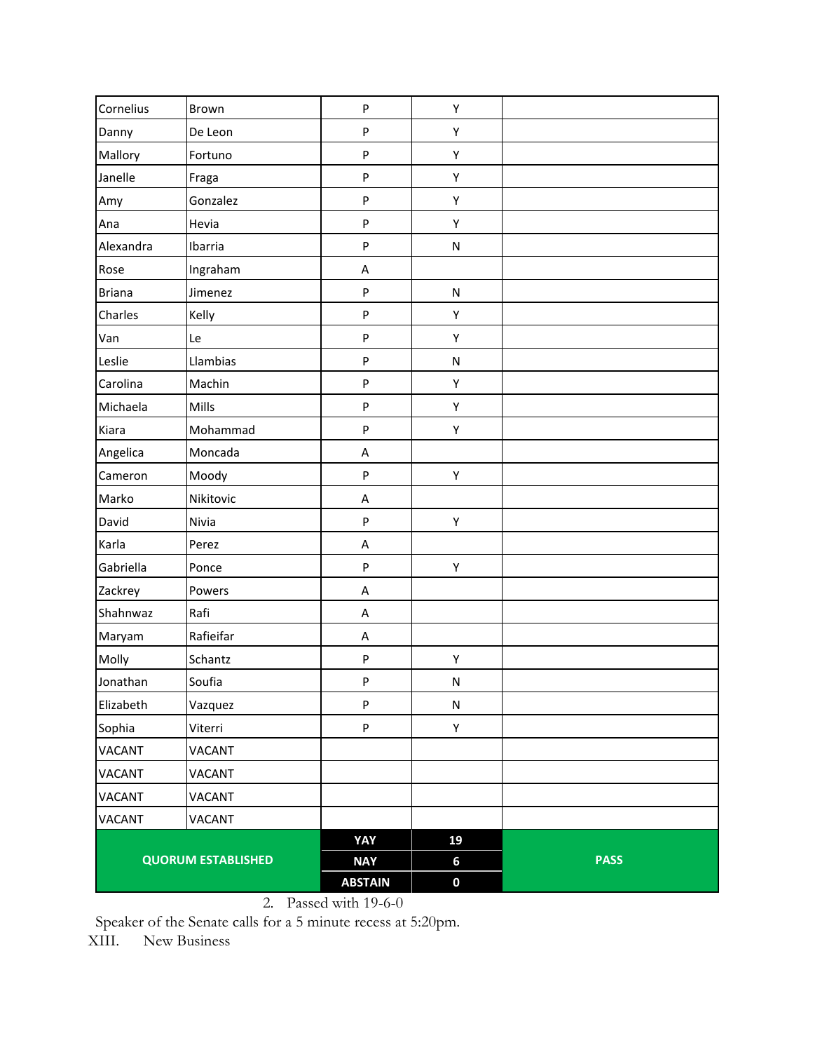| | | | | |
|---|---|---|---|---|
| Cornelius | Brown | P | Y | |
| Danny | De Leon | P | Y | |
| Mallory | Fortuno | P | Y | |
| Janelle | Fraga | P | Y | |
| Amy | Gonzalez | P | Y | |
| Ana | Hevia | P | Y | |
| Alexandra | Ibarria | P | N | |
| Rose | Ingraham | A | | |
| Briana | Jimenez | P | N | |
| Charles | Kelly | P | Y | |
| Van | Le | P | Y | |
| Leslie | Llambias | P | N | |
| Carolina | Machin | P | Y | |
| Michaela | Mills | P | Y | |
| Kiara | Mohammad | P | Y | |
| Angelica | Moncada | A | | |
| Cameron | Moody | P | Y | |
| Marko | Nikitovic | A | | |
| David | Nivia | P | Y | |
| Karla | Perez | A | | |
| Gabriella | Ponce | P | Y | |
| Zackrey | Powers | A | | |
| Shahnwaz | Rafi | A | | |
| Maryam | Rafieifar | A | | |
| Molly | Schantz | P | Y | |
| Jonathan | Soufia | P | N | |
| Elizabeth | Vazquez | P | N | |
| Sophia | Viterri | P | Y | |
| VACANT | VACANT | | | |
| VACANT | VACANT | | | |
| VACANT | VACANT | | | |
| VACANT | VACANT | | | |
| **QUORUM ESTABLISHED** | | **YAY** | **19** | **PASS** |
| | | **NAY** | **6** | |
| | | **ABSTAIN** | **0** | |

2. Passed with 19-6-0

Speaker of the Senate calls for a 5 minute recess at 5:20pm.

XIII. New Business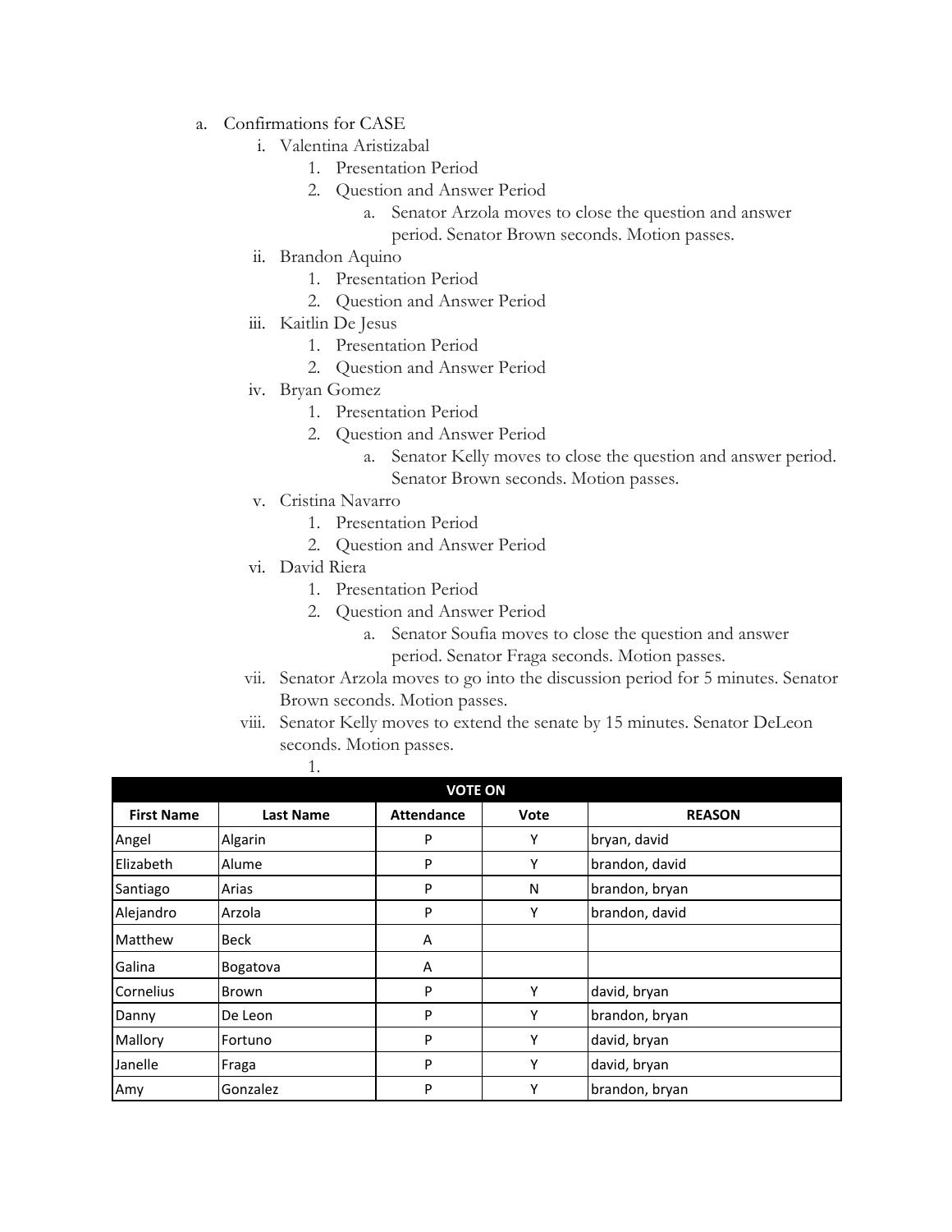a. Confirmations for CASE
    i. Valentina Aristizabal
        1. Presentation Period
        2. Question and Answer Period
            a. Senator Arzola moves to close the question and answer period. Senator Brown seconds. Motion passes.
    ii. Brandon Aquino
        1. Presentation Period
        2. Question and Answer Period
    iii. Kaitlin De Jesus
        1. Presentation Period
        2. Question and Answer Period
    iv. Bryan Gomez
        1. Presentation Period
        2. Question and Answer Period
            a. Senator Kelly moves to close the question and answer period. Senator Brown seconds. Motion passes.
    v. Cristina Navarro
        1. Presentation Period
        2. Question and Answer Period
    vi. David Riera
        1. Presentation Period
        2. Question and Answer Period
            a. Senator Soufia moves to close the question and answer period. Senator Fraga seconds. Motion passes.
    vii. Senator Arzola moves to go into the discussion period for 5 minutes. Senator Brown seconds. Motion passes.
    viii. Senator Kelly moves to extend the senate by 15 minutes. Senator DeLeon seconds. Motion passes.
        1.

| VOTE ON | | | | |
|---|---|---|---|---|
| **First Name** | **Last Name** | **Attendance** | **Vote** | **REASON** |
| Angel | Algarin | P | Y | bryan, david |
| Elizabeth | Alume | P | Y | brandon, david |
| Santiago | Arias | P | N | brandon, bryan |
| Alejandro | Arzola | P | Y | brandon, david |
| Matthew | Beck | A | | |
| Galina | Bogatova | A | | |
| Cornelius | Brown | P | Y | david, bryan |
| Danny | De Leon | P | Y | brandon, bryan |
| Mallory | Fortuno | P | Y | david, bryan |
| Janelle | Fraga | P | Y | david, bryan |
| Amy | Gonzalez | P | Y | brandon, bryan |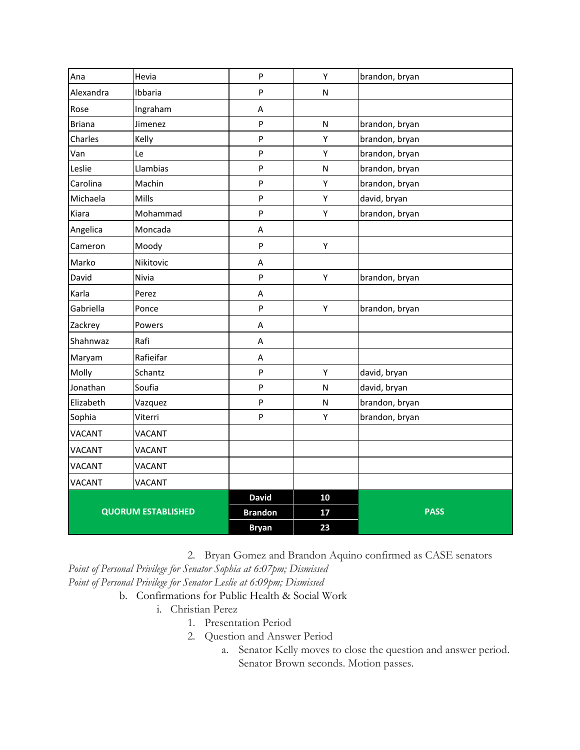| | | | | |
|---|---|---|---|---|
| Ana | Hevia | P | Y | brandon, bryan |
| Alexandra | Ibbaria | P | N | |
| Rose | Ingraham | A | | |
| Briana | Jimenez | P | N | brandon, bryan |
| Charles | Kelly | P | Y | brandon, bryan |
| Van | Le | P | Y | brandon, bryan |
| Leslie | Llambias | P | N | brandon, bryan |
| Carolina | Machin | P | Y | brandon, bryan |
| Michaela | Mills | P | Y | david, bryan |
| Kiara | Mohammad | P | Y | brandon, bryan |
| Angelica | Moncada | A | | |
| Cameron | Moody | P | Y | |
| Marko | Nikitovic | A | | |
| David | Nivia | P | Y | brandon, bryan |
| Karla | Perez | A | | |
| Gabriella | Ponce | P | Y | brandon, bryan |
| Zackrey | Powers | A | | |
| Shahnwaz | Rafi | A | | |
| Maryam | Rafieifar | A | | |
| Molly | Schantz | P | Y | david, bryan |
| Jonathan | Soufia | P | N | david, bryan |
| Elizabeth | Vazquez | P | N | brandon, bryan |
| Sophia | Viterri | P | Y | brandon, bryan |
| VACANT | VACANT | | | |
| VACANT | VACANT | | | |
| VACANT | VACANT | | | |
| VACANT | VACANT | | | |
| **QUORUM ESTABLISHED** | | **David** | **10** | **PASS** |
| | | **Brandon** | **17** | |
| | | **Bryan** | **23** | |

2. Bryan Gomez and Brandon Aquino confirmed as CASE senators

*Point of Personal Privilege for Senator Sophia at 6:07pm; Dismissed*

*Point of Personal Privilege for Senator Leslie at 6:09pm; Dismissed*

b. Confirmations for Public Health & Social Work
   i. Christian Perez
      1. Presentation Period
      2. Question and Answer Period
         a. Senator Kelly moves to close the question and answer period. Senator Brown seconds. Motion passes.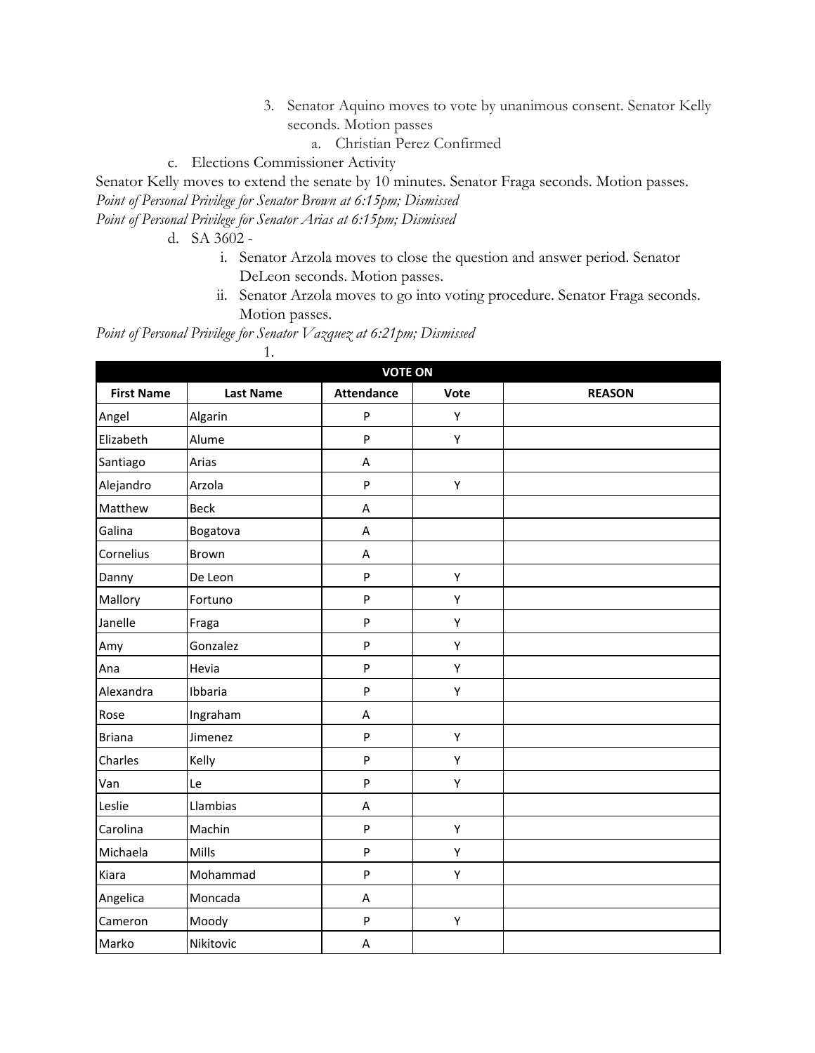3. Senator Aquino moves to vote by unanimous consent. Senator Kelly seconds. Motion passes
    a. Christian Perez Confirmed

c. Elections Commissioner Activity

Senator Kelly moves to extend the senate by 10 minutes. Senator Fraga seconds. Motion passes.

*Point of Personal Privilege for Senator Brown at 6:15pm; Dismissed*

*Point of Personal Privilege for Senator Arias at 6:15pm; Dismissed*

d. SA 3602 -
    i. Senator Arzola moves to close the question and answer period. Senator DeLeon seconds. Motion passes.
    ii. Senator Arzola moves to go into voting procedure. Senator Fraga seconds. Motion passes.

*Point of Personal Privilege for Senator Vazquez at 6:21pm; Dismissed*

1.

| VOTE ON | | | | |
|---|---|---|---|---|
| **First Name** | **Last Name** | **Attendance** | **Vote** | **REASON** |
| Angel | Algarin | P | Y | |
| Elizabeth | Alume | P | Y | |
| Santiago | Arias | A | | |
| Alejandro | Arzola | P | Y | |
| Matthew | Beck | A | | |
| Galina | Bogatova | A | | |
| Cornelius | Brown | A | | |
| Danny | De Leon | P | Y | |
| Mallory | Fortuno | P | Y | |
| Janelle | Fraga | P | Y | |
| Amy | Gonzalez | P | Y | |
| Ana | Hevia | P | Y | |
| Alexandra | Ibbaria | P | Y | |
| Rose | Ingraham | A | | |
| Briana | Jimenez | P | Y | |
| Charles | Kelly | P | Y | |
| Van | Le | P | Y | |
| Leslie | Llambias | A | | |
| Carolina | Machin | P | Y | |
| Michaela | Mills | P | Y | |
| Kiara | Mohammad | P | Y | |
| Angelica | Moncada | A | | |
| Cameron | Moody | P | Y | |
| Marko | Nikitovic | A | | |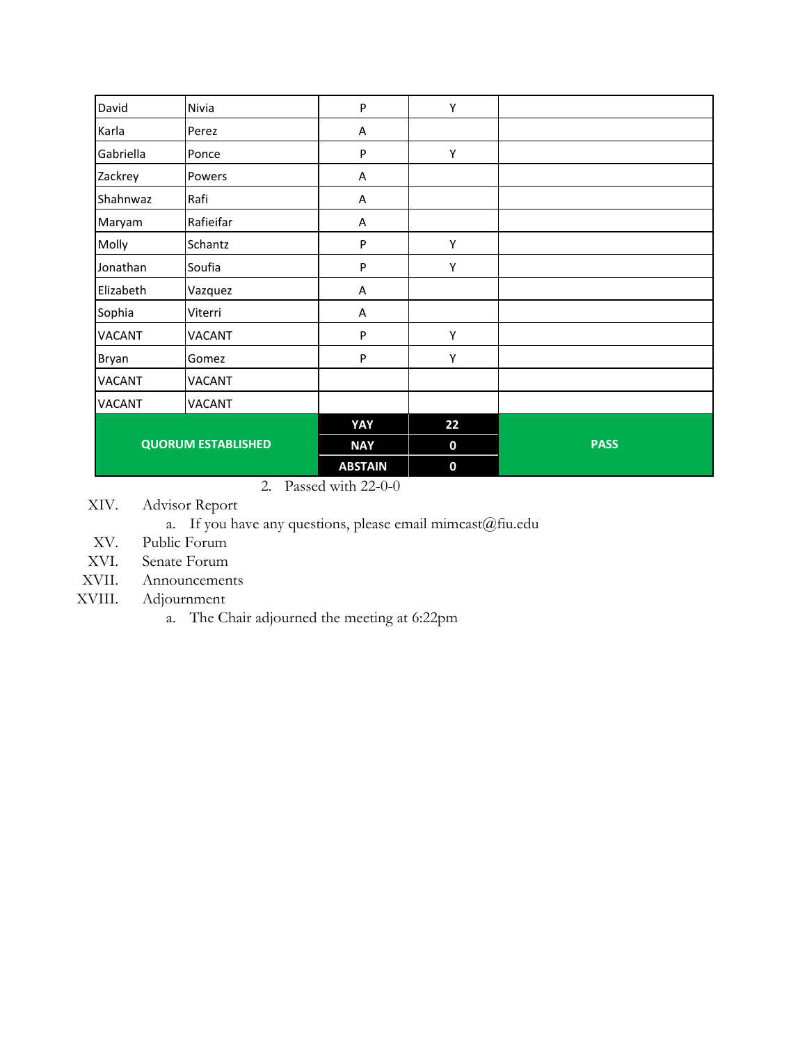| | | | | |
|---|---|---|---|---|
| David | Nivia | P | Y | |
| Karla | Perez | A | | |
| Gabriella | Ponce | P | Y | |
| Zackrey | Powers | A | | |
| Shahnwaz | Rafi | A | | |
| Maryam | Rafieifar | A | | |
| Molly | Schantz | P | Y | |
| Jonathan | Soufia | P | Y | |
| Elizabeth | Vazquez | A | | |
| Sophia | Viterri | A | | |
| VACANT | VACANT | P | Y | |
| Bryan | Gomez | P | Y | |
| VACANT | VACANT | | | |
| VACANT | VACANT | | | |
| **QUORUM ESTABLISHED** | | **YAY** | **22** | **PASS** |
| | | **NAY** | **0** | |
| | | **ABSTAIN** | **0** | |

2. Passed with 22-0-0

XIV. Advisor Report

a. If you have any questions, please email mimcast@fiu.edu

XV. Public Forum

XVI. Senate Forum

XVII. Announcements

XVIII. Adjournment

a. The Chair adjourned the meeting at 6:22pm